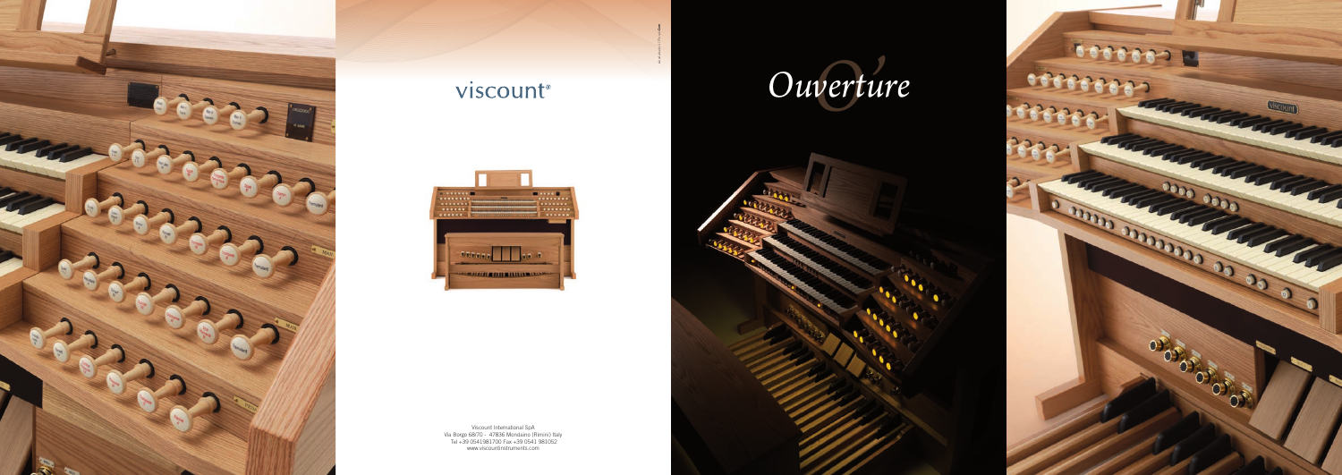viscount®

Viscount International SpA
Via Borgo 68/70 - 47836 Mondaino (Rimini) Italy
Tel +39 0541981700 Fax +39 0541 981052
www.viscountinstruments.com

# *Ouverture*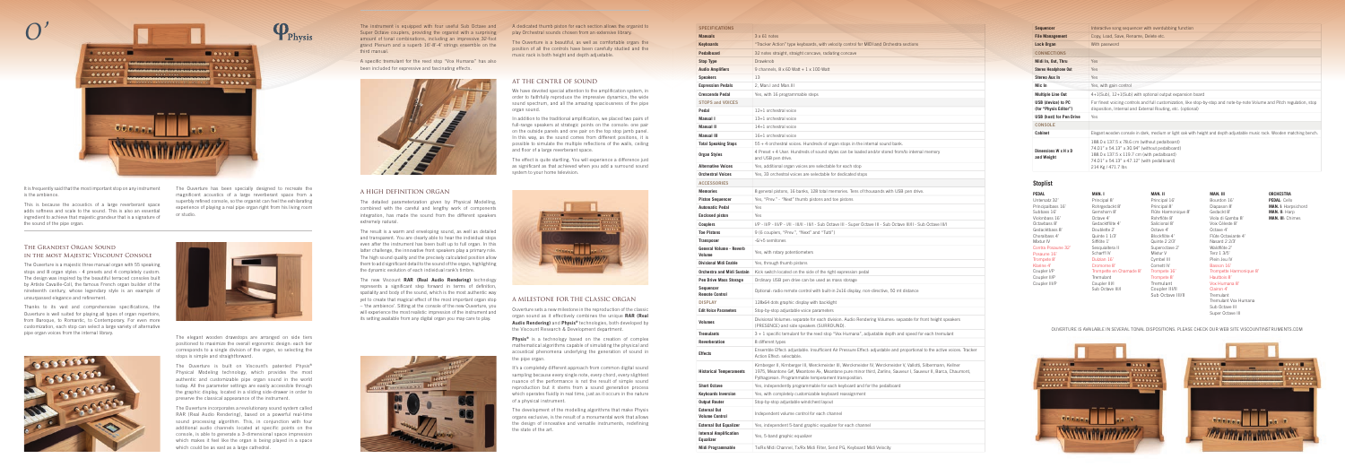# O' Physis

It is frequently said that the most important stop on any instrument is the ambience.

This is because the acoustics of a large reverberant space adds softness and scale to the sound. This is also an essential ingredient to achieve that majestic grandeur that is a signature of the sound of the pipe organ.

The Ouverture has been specially designed to recreate the magnificent acoustics of a large reverberant space from a superbly refined console, so the organist can feel the exhilarating experience of playing a real pipe organ right from his living room or studio.

## The Grandest Organ Sound in the most Majestic Viscount Console

The Ouverture is a majestic three manual organ with 55 speaking stops and 8 organ styles – 4 presets and 4 completely custom. The design was inspired by the beautiful terraced consoles built by Aristide Cavaillé-Coll, the famous French organ builder of the nineteenth century, whose legendary style is an example of unsurpassed elegance and refinement.

Thanks to its vast and comprehensive specifications, the Ouverture is well suited for playing all types of organ repertoire, from Baroque, to Romantic, to Contemporary. For even more customization, each stop can select a large variety of alternative pipe organ voices from the internal library.

The elegant wooden drawstops are arranged on side tiers positioned to maximize the overall ergonomic design: each tier corresponds to a single division of the organ, so selecting the stops is simple and straightforward.

The Ouverture is built on Viscount's patented Physis® Physical Modeling technology, which provides the most authentic and customizable pipe organ sound in the world today. All the parameter settings are easily accessible through the graphic display, located in a sliding side-drawer in order to preserve the classical appearance of the instrument.

The Ouverture incorporates a revolutionary sound system called RAR (Real Audio Rendering), based on a powerful real-time sound processing algorithm. This, in conjunction with four additional audio channels located at specific points on the console, is able to generate a 3-dimensional space impression which makes it feel like the organ is being played in a space which could be as vast as a large cathedral.

The instrument is equipped with four useful Sub Octave and Super Octave couplers, providing the organist with a surprising amount of tonal combinations, including an impressive 32-foot grand Plenum and a superb 16'-8'-4' strings ensemble on the third manual.

A specific tremulant for the reed stop "Vox Humana" has also been included for expressive and fascinating effects.

## A high definition organ

The detailed parameterization given by Physical Modeling, combined with the careful and lengthy work of components integration, has made the sound from the different speakers extremely natural.

The result is a warm and enveloping sound, as well as detailed and transparent. You are clearly able to hear the individual stops even after the instrument has been built up to full organ. In this latter challenge, the innovative front speakers play a primary role. The high sound quality and the precisely calculated position allow them to add significant details the sound of the organ, highlighting the dynamic evolution of each individual rank's timbre.

The new Viscount **RAR (Real Audio Rendering)** technology represents a significant step forward in terms of definition, spatiality and body of the sound, which is the most authentic way yet to create that magical effect of the most important organ stop – "the ambience". Sitting at the console of the new Ouverture, you will experience the most realistic impression of the instrument and its setting available from any digital organ you may care to play.

A dedicated thumb piston for each section allows the organist to play Orchestral sounds chosen from an extensive library.

The Ouverture is a beautiful, as well as comfortable organ: the position of all the controls have been carefully studied and the music rack is both height and depth adjustable.

## At the centre of sound

We have devoted special attention to the amplification system, in order to faithfully reproduce the impressive dynamics, the wide sound spectrum, and all the amazing spaciousness of the pipe organ sound.

In addition to the traditional amplification, we placed two pairs of full-range speakers at strategic points on the console: one pair on the outside panels and one pair on the top stop jamb panel. In this way, as the sound comes from different positions, it is possible to simulate the multiple reflections of the walls, ceiling and floor of a large reverberant space.

The effect is quite startling. You will experience a difference just as significant as that achieved when you add a surround sound system to your home television.

## A milestone for the classic organ

Ouverture sets a new milestone in the reproduction of the classic organ sound as it effectively combines the unique **RAR (Real Audio Rendering)** and **Physis®** technologies, both developed by the Viscount Research & Development department.

**Physis®** is a technology based on the creation of complex mathematical algorithms capable of simulating the physical and acoustical phenomena underlying the generation of sound in the pipe organ.

It's a completely different approach from common digital sound sampling because every single note, every chord, every slightest nuance of the performance is not the result of simple sound reproduction but it stems from a sound generation process which operates fluidly in real time, just as it occurs in the nature of a physical instrument.

The development of the modelling algorithms that make Physis organs exclusive, is the result of a monumental work that allows the design of innovative and versatile instruments, redefining the state of the art.

| SPECIFICATIONS | |
|---|---|
| **Manuals** | 3 x 61 notes |
| **Keyboards** | "Tracker Action" type keyboards, with velocity control for MIDI and Orchestra sections |
| **Pedalboard** | 32 notes straight, straight concave, radiating concave |
| **Stop Type** | Drawknob |
| **Audio Amplifiers** | 9 channels, 8 x 60 Watt + 1 x 100 Watt |
| **Speakers** | 13 |
| **Expression Pedals** | 2, Man.I and Man.III |
| **Crescendo Pedal** | Yes, with 16 programmable steps |
| STOPS and VOICES | |
| **Pedal** | 12+1 orchestral voice |
| **Manual I** | 13+1 orchestral voice |
| **Manual II** | 14+1 orchestral voice |
| **Manual III** | 16+1 orchestral voice |
| **Total Speaking Stops** | 55 + 4 orchestral voices. Hundreds of organ stops in the internal sound bank. |
| **Organ Styles** | 4 Preset + 4 User. Hundreds of sound styles can be loaded and/or stored from/to internal memory and USB pen drive. |
| **Alternative Voices** | Yes, additional organ voices are selectable for each stop |
| **Orchestral Voices** | Yes, 30 orchestral voices are selectable for dedicated stops |
| ACCESSORIES | |
| **Memories** | 8 general pistons, 16 banks, 128 total memories. Tens of thousands with USB pen drive. |
| **Piston Sequencer** | Yes, "Prev." - "Next" thumb pistons and toe pistons |
| **Automatic Pedal** | Yes |
| **Enclosed piston** | Yes |
| **Couplers** | I/P - II/P - III/P - I/II - III/II - III/I - Sub Octave III - Super Octave III - Sub Octave II/III - Sub Octave III/I |
| **Toe Pistons** | 8 (6 couplers, "Prev.", "Next" and "Tutti") |
| **Transposer** | -6/+5 semitones |
| **General Volume - Reverb Volume** | Yes, with rotary potentiometers |
| **Divisional Midi Enable** | Yes, through thumb pistons |
| **Orchestra and Midi Sustain** | Kick switch located on the side of the right expression pedal |
| **Pen Drive Mass Storage** | Ordinary USB pen drive can be used as mass storage |
| **Sequencer Remote Control** | Optional: radio remote control with built-in 2x16 display, non-directive, 50 mt distance |
| DISPLAY | 128x64 dots graphic display with backlight |
| **Edit Voice Parameters** | Stop-by-stop adjustable voice parameters |
| **Volumes** | Divisional Volumes: separate for each division. Audio Rendering Volumes: separate for front height speakers (PRESENCE) and side speakers (SURROUND). |
| **Tremulants** | 3 + 1 specific tremulant for the reed stop "Vox Humana", adjustable depth and speed for each tremulant |
| **Reverberation** | 8 different types |
| **Effects** | Ensemble Effect adjustable. Insufficient Air Pressure Effect adjustable and proportional to the active voices. Tracker Action Effect. selectable. |
| **Historical Temperaments** | Kirnberger II, Kirnberger III, Werckmeister III, Werckmeister IV, Werckmeister V, Vallotti, Silbermann, Kellner 1975, Meantone 6#, Meantone 4b, Meantone pure minor third, Zarlino, Sauveur I, Sauveur II, Barca, Chaumont, Pythagorean. Programmable temperament transposition. |
| **Short Octave** | Yes, independently programmable for each keyboard and for the pedalboard |
| **Keyboards Inversion** | Yes, with completely customizable keyboard management |
| **Output Router** | Stop-by-stop adjustable windchest layout |
| **External Out Volume Control** | Independent volume control for each channel |
| **External Out Equalizer** | Yes, independent 5-band graphic equalizer for each channel |
| **Internal Amplification Equalizer** | Yes, 5-band graphic equalizer |
| **Midi Programmable** | Tx/Rx Midi Channel, Tx/Rx Midi Filter, Send PG, Keyboard Midi Velocity |
| **Sequencer** | Interactive song sequencer with overdubbing function |
| **File Management** | Copy, Load, Save, Rename, Delete etc. |
| **Lock Organ** | With password |
| CONNECTIONS | |
| **Midi In, Out, Thru** | Yes |
| **Stereo Headphone Out** | Yes |
| **Stereo Aux In** | Yes |
| **Mic In** | Yes, with gain control |
| **Multiple Line Out** | 4+1(Sub), 12+1(Sub) with optional output expansion board |
| **USB (device) to PC (for "Physis Editor")** | For finest voicing controls and full customization, like stop-by-stop and note-by-note Volume and Pitch regulation, stop disposition, Internal and External Routing, etc. (optional) |
| **USB (host) for Pen Drive** | Yes |
| CONSOLE | |
| **Cabinet** | Elegant wooden console in dark, medium or light oak with height and depth adjustable music rack. Wooden matching bench. |
| **Dimensions W x H x D and Weight** | 188.0 x 137.5 x 78.6 cm (without pedalboard)<br>74.01" x 54.13" x 30.94" (without pedalboard)<br>188.0 x 137.5 x 120.7 cm (with pedalboard)<br>74.01" x 54.13" x 47.12" (with pedalboard)<br>214 Kg / 471.7 lbs |

## Stoplist

**PEDAL**
Untersatz 32'
Principalbass 16'
Subbass 16'
Violonbass 16'
Octavbass 8'
Gedacktbass 8'
Choralbass 4'
Mixtur IV
Contra Posaune 32'
Posaune 16'
Trompete 8'
Klairon 4'
Coupler I/P
Coupler II/P
Coupler III/P

**MAN. I**
Principal 8'
Rohrgedackt 8'
Gemshorn 8'
Octave 4'
Gedacktflöte 4'
Doublette 2'
Quinte 1 1/3'
Sifflöte 1'
Sesquialtera II
Scharff IV
Dulzian 16'
Cromorne 8'
Trompette en Chamade 8'
Tremulant
Coupler II/I
Coupler III/I
Sub Octave III/I

**MAN. II**
Principal 16'
Principal 8'
Flûte Harmonique 8'
Rohrflöte 8'
Salicional 8'
Octave 4'
Blockflöte 4'
Quinte 2 2/3'
Superoctave 2'
Mixtur V
Cymbel III
Cornett IV
Trompete 16'
Trompete 8'
Tremulant
Coupler III/II
Sub Octave III/II

**MAN. III**
Bourdon 16'
Diapason 8'
Gedackt 8'
Viola di Gamba 8'
Voix Céleste 8'
Octave 4'
Flûte Octaviante 4'
Nasard 2 2/3'
Waldflöte 2'
Tierce 1 3/5'
Plein Jeu IV
Basson 16'
Trompette Harmonique 8'
Hautbois 8'
Vox Humana 8'
Clairon 4'
Tremulant
Tremulant Vox Humana
Sub Octave III
Super Octave III

**ORCHESTRA**
**PEDAL**: Cello
**MAN. I**: Harpsichord
**MAN. II**: Harp
**MAN. III**: Chimes

OUVERTURE IS AVAILABLE IN SEVERAL TONAL DISPOSITIONS. PLEASE CHECK OUR WEB SITE VISCOUNTINSTRUMENTS.COM